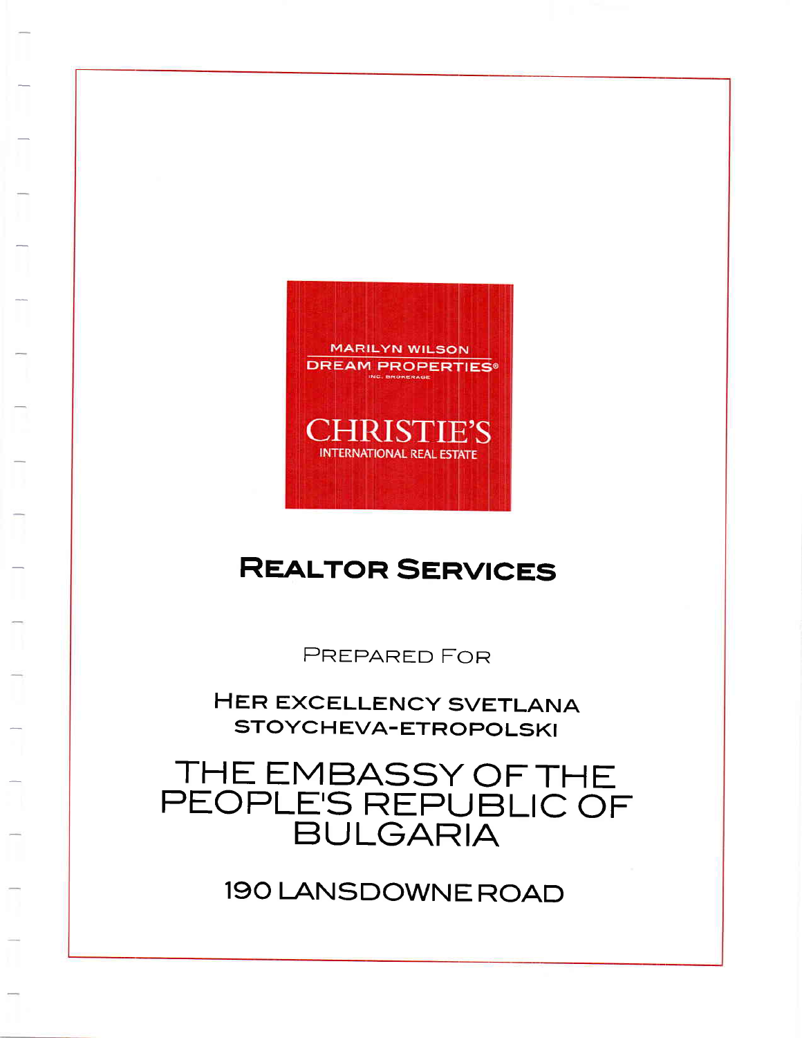MARILYN WILSON
DREAM PROPERTIES®
INC. BROKERAGE

CHRISTIE'S
INTERNATIONAL REAL ESTATE

# REALTOR SERVICES

PREPARED FOR

HER EXCELLENCY SVETLANA STOYCHEVA-ETROPOLSKI

## THE EMBASSY OF THE PEOPLE'S REPUBLIC OF BULGARIA

190 LANSDOWNE ROAD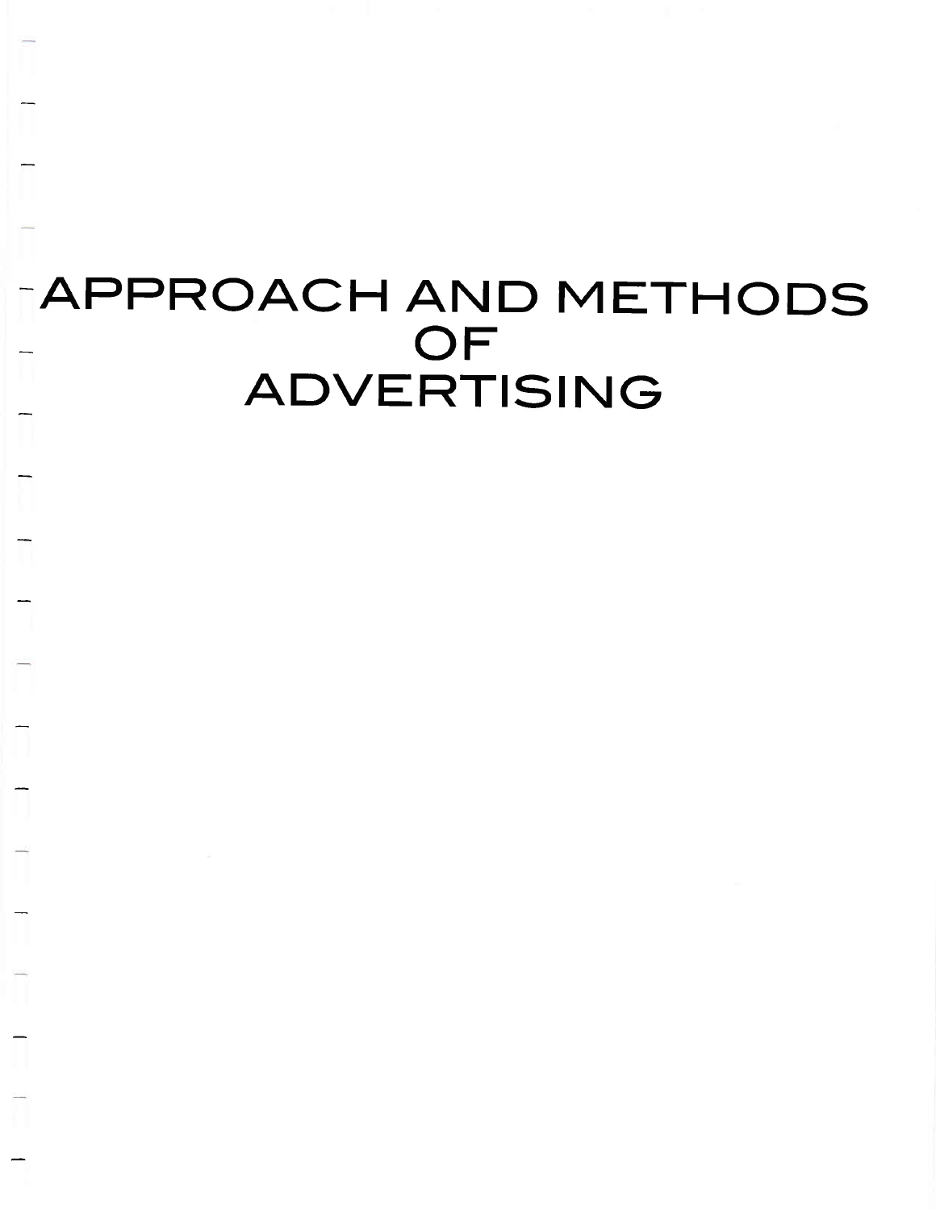# APPROACH AND METHODS OF ADVERTISING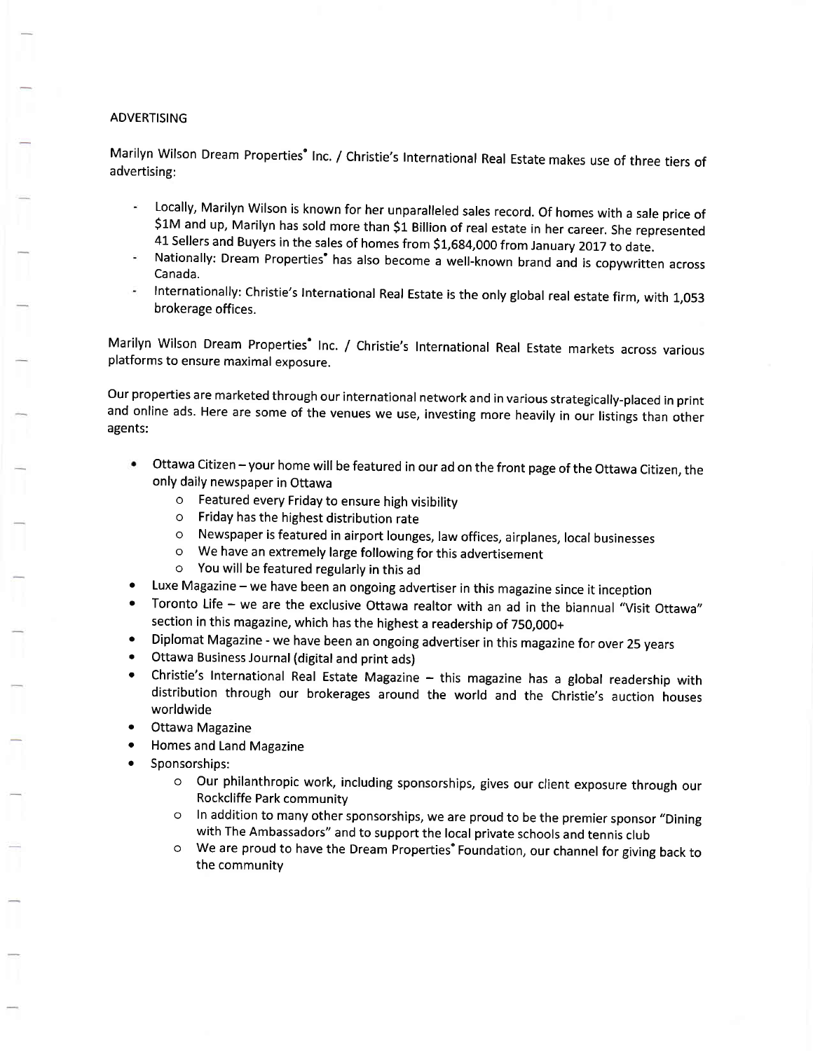## ADVERTISING

Marilyn Wilson Dream Properties® Inc. / Christie's International Real Estate makes use of three tiers of advertising:

- Locally, Marilyn Wilson is known for her unparalleled sales record. Of homes with a sale price of $1M and up, Marilyn has sold more than $1 Billion of real estate in her career. She represented 41 Sellers and Buyers in the sales of homes from $1,684,000 from January 2017 to date.
- Nationally: Dream Properties® has also become a well-known brand and is copywritten across Canada.
- Internationally: Christie's International Real Estate is the only global real estate firm, with 1,053 brokerage offices.

Marilyn Wilson Dream Properties® Inc. / Christie's International Real Estate markets across various platforms to ensure maximal exposure.

Our properties are marketed through our international network and in various strategically-placed in print and online ads. Here are some of the venues we use, investing more heavily in our listings than other agents:

- Ottawa Citizen – your home will be featured in our ad on the front page of the Ottawa Citizen, the only daily newspaper in Ottawa
  - Featured every Friday to ensure high visibility
  - Friday has the highest distribution rate
  - Newspaper is featured in airport lounges, law offices, airplanes, local businesses
  - We have an extremely large following for this advertisement
  - You will be featured regularly in this ad
- Luxe Magazine – we have been an ongoing advertiser in this magazine since it inception
- Toronto Life – we are the exclusive Ottawa realtor with an ad in the biannual "Visit Ottawa" section in this magazine, which has the highest a readership of 750,000+
- Diplomat Magazine - we have been an ongoing advertiser in this magazine for over 25 years
- Ottawa Business Journal (digital and print ads)
- Christie's International Real Estate Magazine – this magazine has a global readership with distribution through our brokerages around the world and the Christie's auction houses worldwide
- Ottawa Magazine
- Homes and Land Magazine
- Sponsorships:
  - Our philanthropic work, including sponsorships, gives our client exposure through our Rockcliffe Park community
  - In addition to many other sponsorships, we are proud to be the premier sponsor "Dining with The Ambassadors" and to support the local private schools and tennis club
  - We are proud to have the Dream Properties® Foundation, our channel for giving back to the community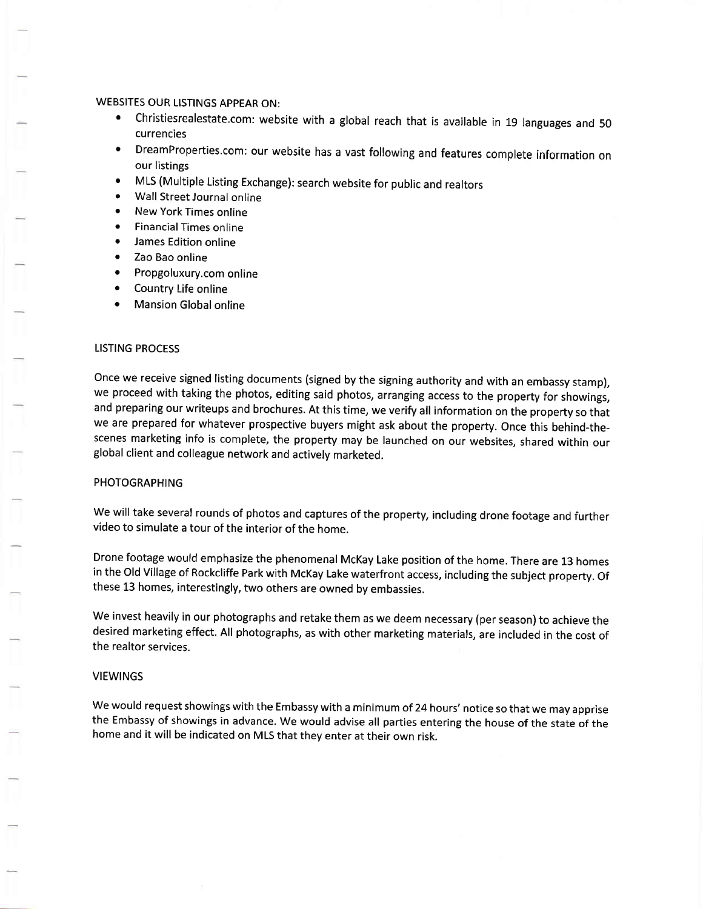WEBSITES OUR LISTINGS APPEAR ON:

- Christiesrealestate.com: website with a global reach that is available in 19 languages and 50 currencies
- DreamProperties.com: our website has a vast following and features complete information on our listings
- MLS (Multiple Listing Exchange): search website for public and realtors
- Wall Street Journal online
- New York Times online
- Financial Times online
- James Edition online
- Zao Bao online
- Propgoluxury.com online
- Country Life online
- Mansion Global online

LISTING PROCESS

Once we receive signed listing documents (signed by the signing authority and with an embassy stamp), we proceed with taking the photos, editing said photos, arranging access to the property for showings, and preparing our writeups and brochures. At this time, we verify all information on the property so that we are prepared for whatever prospective buyers might ask about the property. Once this behind-the-scenes marketing info is complete, the property may be launched on our websites, shared within our global client and colleague network and actively marketed.

PHOTOGRAPHING

We will take several rounds of photos and captures of the property, including drone footage and further video to simulate a tour of the interior of the home.

Drone footage would emphasize the phenomenal McKay Lake position of the home. There are 13 homes in the Old Village of Rockcliffe Park with McKay Lake waterfront access, including the subject property. Of these 13 homes, interestingly, two others are owned by embassies.

We invest heavily in our photographs and retake them as we deem necessary (per season) to achieve the desired marketing effect. All photographs, as with other marketing materials, are included in the cost of the realtor services.

VIEWINGS

We would request showings with the Embassy with a minimum of 24 hours' notice so that we may apprise the Embassy of showings in advance. We would advise all parties entering the house of the state of the home and it will be indicated on MLS that they enter at their own risk.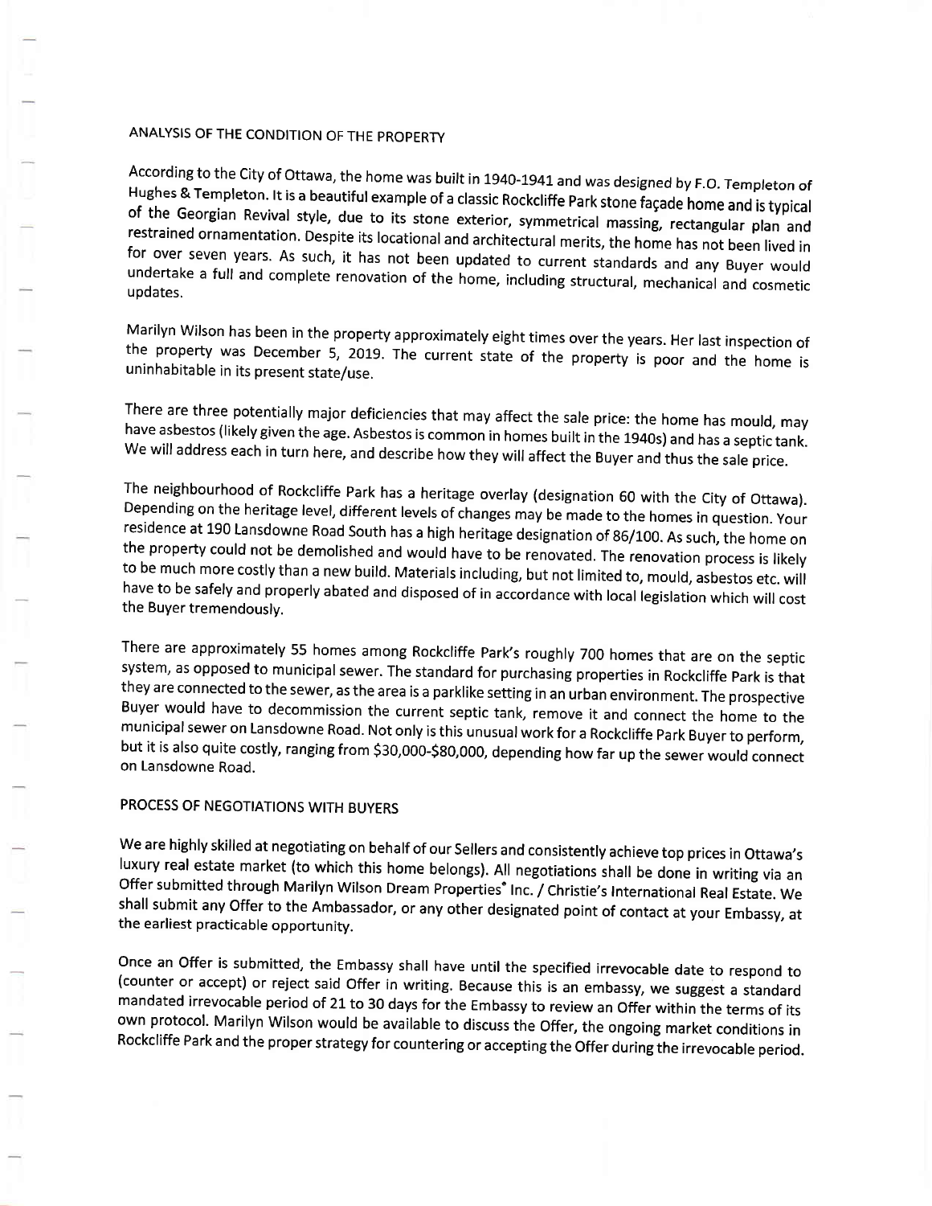## ANALYSIS OF THE CONDITION OF THE PROPERTY

According to the City of Ottawa, the home was built in 1940-1941 and was designed by F.O. Templeton of Hughes & Templeton. It is a beautiful example of a classic Rockcliffe Park stone façade home and is typical of the Georgian Revival style, due to its stone exterior, symmetrical massing, rectangular plan and restrained ornamentation. Despite its locational and architectural merits, the home has not been lived in for over seven years. As such, it has not been updated to current standards and any Buyer would undertake a full and complete renovation of the home, including structural, mechanical and cosmetic updates.

Marilyn Wilson has been in the property approximately eight times over the years. Her last inspection of the property was December 5, 2019. The current state of the property is poor and the home is uninhabitable in its present state/use.

There are three potentially major deficiencies that may affect the sale price: the home has mould, may have asbestos (likely given the age. Asbestos is common in homes built in the 1940s) and has a septic tank. We will address each in turn here, and describe how they will affect the Buyer and thus the sale price.

The neighbourhood of Rockcliffe Park has a heritage overlay (designation 60 with the City of Ottawa). Depending on the heritage level, different levels of changes may be made to the homes in question. Your residence at 190 Lansdowne Road South has a high heritage designation of 86/100. As such, the home on the property could not be demolished and would have to be renovated. The renovation process is likely to be much more costly than a new build. Materials including, but not limited to, mould, asbestos etc. will have to be safely and properly abated and disposed of in accordance with local legislation which will cost the Buyer tremendously.

There are approximately 55 homes among Rockcliffe Park's roughly 700 homes that are on the septic system, as opposed to municipal sewer. The standard for purchasing properties in Rockcliffe Park is that they are connected to the sewer, as the area is a parklike setting in an urban environment. The prospective Buyer would have to decommission the current septic tank, remove it and connect the home to the municipal sewer on Lansdowne Road. Not only is this unusual work for a Rockcliffe Park Buyer to perform, but it is also quite costly, ranging from $30,000-$80,000, depending how far up the sewer would connect on Lansdowne Road.

## PROCESS OF NEGOTIATIONS WITH BUYERS

We are highly skilled at negotiating on behalf of our Sellers and consistently achieve top prices in Ottawa's luxury real estate market (to which this home belongs). All negotiations shall be done in writing via an Offer submitted through Marilyn Wilson Dream Properties* Inc. / Christie's International Real Estate. We shall submit any Offer to the Ambassador, or any other designated point of contact at your Embassy, at the earliest practicable opportunity.

Once an Offer is submitted, the Embassy shall have until the specified irrevocable date to respond to (counter or accept) or reject said Offer in writing. Because this is an embassy, we suggest a standard mandated irrevocable period of 21 to 30 days for the Embassy to review an Offer within the terms of its own protocol. Marilyn Wilson would be available to discuss the Offer, the ongoing market conditions in Rockcliffe Park and the proper strategy for countering or accepting the Offer during the irrevocable period.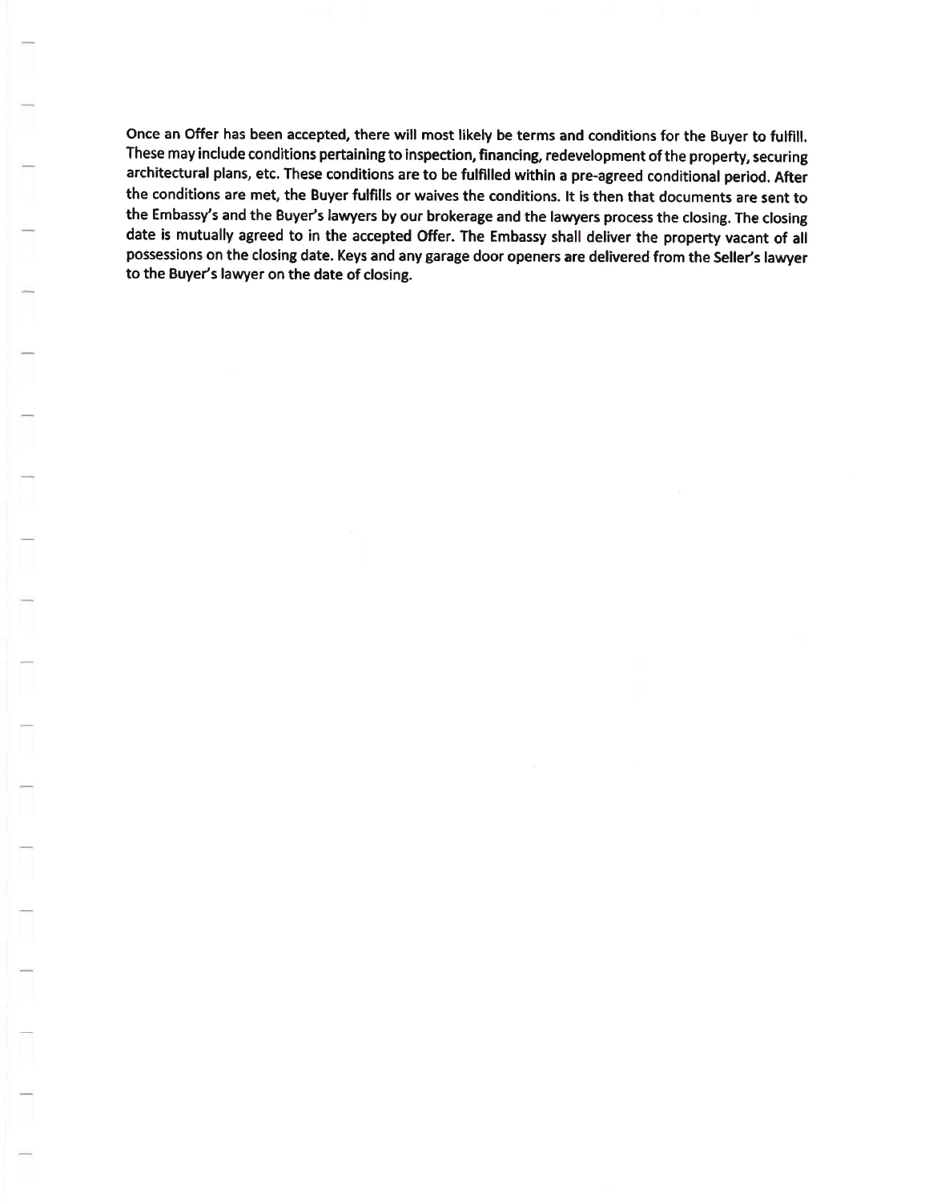Once an Offer has been accepted, there will most likely be terms and conditions for the Buyer to fulfill. These may include conditions pertaining to inspection, financing, redevelopment of the property, securing architectural plans, etc. These conditions are to be fulfilled within a pre-agreed conditional period. After the conditions are met, the Buyer fulfills or waives the conditions. It is then that documents are sent to the Embassy's and the Buyer's lawyers by our brokerage and the lawyers process the closing. The closing date is mutually agreed to in the accepted Offer. The Embassy shall deliver the property vacant of all possessions on the closing date. Keys and any garage door openers are delivered from the Seller's lawyer to the Buyer's lawyer on the date of closing.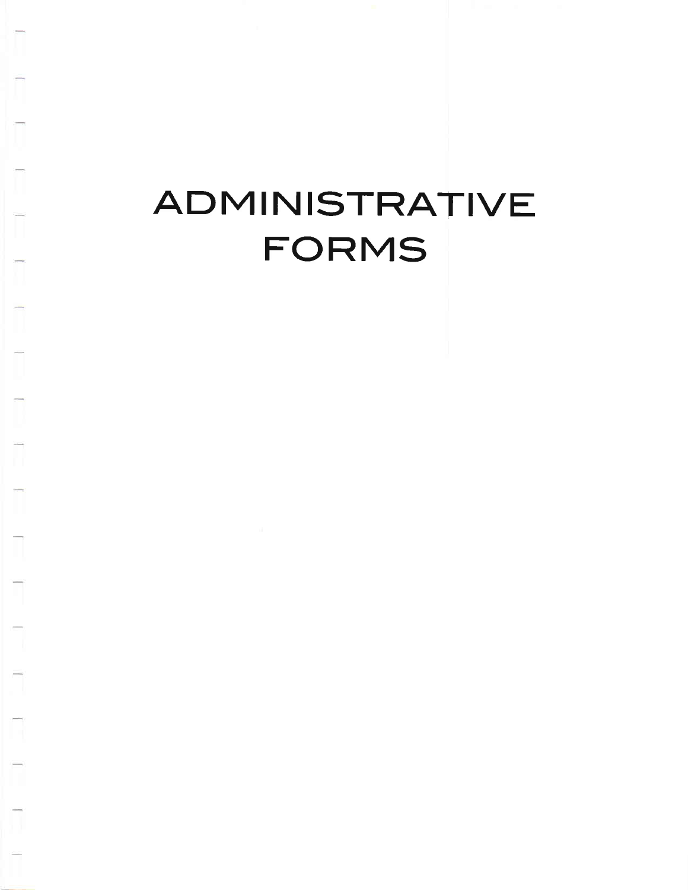# ADMINISTRATIVE FORMS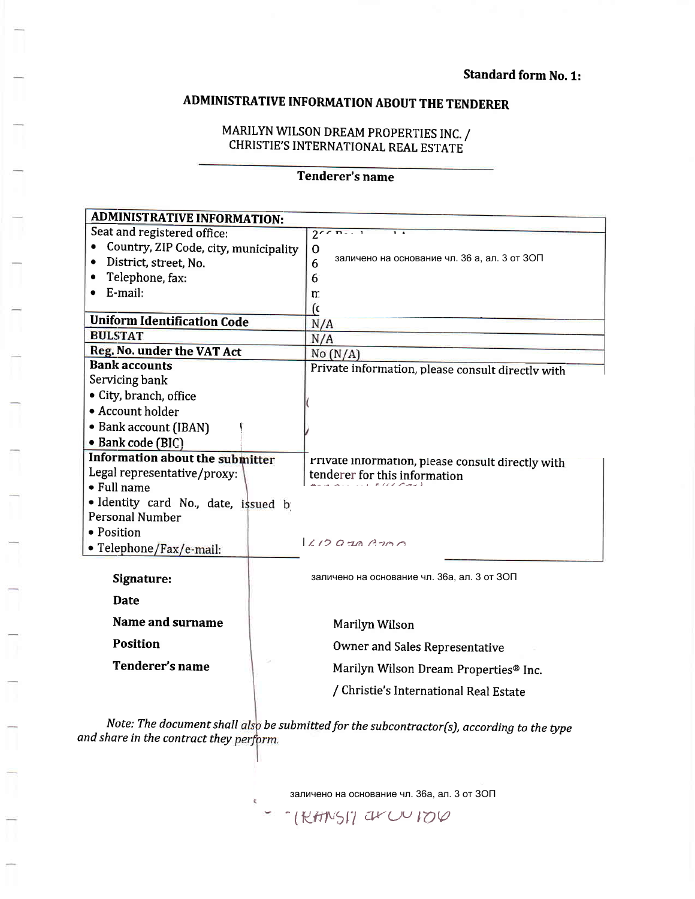**Standard form No. 1:**

# ADMINISTRATIVE INFORMATION ABOUT THE TENDERER

MARILYN WILSON DREAM PROPERTIES INC. /
CHRISTIE'S INTERNATIONAL REAL ESTATE

**Tenderer's name**

| **ADMINISTRATIVE INFORMATION:** | |
|---|---|
| Seat and registered office:<br>• Country, ZIP Code, city, municipality<br>• District, street, No.<br>• Telephone, fax:<br>• E-mail: | 2<br>0<br>6 заличено на основание чл. 36 а, ал. 3 от ЗОП<br>6<br>m<br>(c |
| **Uniform Identification Code** | N/A |
| **BULSTAT** | N/A |
| **Reg. No. under the VAT Act** | No (N/A) |
| **Bank accounts**<br>Servicing bank<br>• City, branch, office<br>• Account holder<br>• Bank account (IBAN)<br>• Bank code (BIC) | Private information, please consult directly with |
| **Information about the submitter**<br>Legal representative/proxy:<br>• Full name<br>• Identity card No., date, issued b<br>Personal Number<br>• Position<br>• Telephone/Fax/e-mail: | Private information, please consult directly with tenderer for this information |

**Signature:** заличено на основание чл. 36а, ал. 3 от ЗОП

**Date**

**Name and surname** Marilyn Wilson

**Position** Owner and Sales Representative

**Tenderer's name** Marilyn Wilson Dream Properties® Inc. / Christie's International Real Estate

*Note: The document shall also be submitted for the subcontractor(s), according to the type and share in the contract they perform.*

заличено на основание чл. 36а, ал. 3 от ЗОП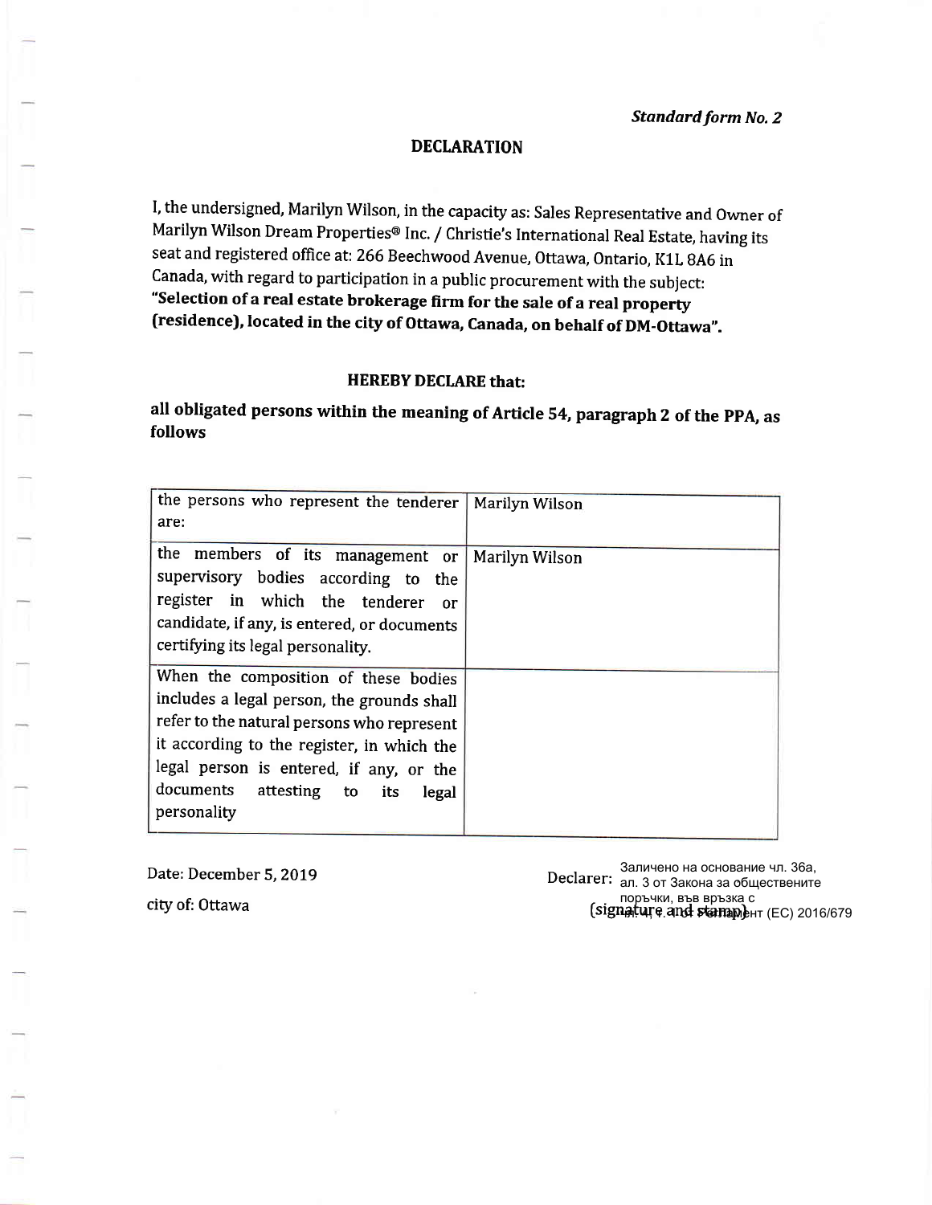*Standard form No. 2*

## DECLARATION

I, the undersigned, Marilyn Wilson, in the capacity as: Sales Representative and Owner of Marilyn Wilson Dream Properties® Inc. / Christie's International Real Estate, having its seat and registered office at: 266 Beechwood Avenue, Ottawa, Ontario, K1L 8A6 in Canada, with regard to participation in a public procurement with the subject: **"Selection of a real estate brokerage firm for the sale of a real property (residence), located in the city of Ottawa, Canada, on behalf of DM-Ottawa".**

### HEREBY DECLARE that:

**all obligated persons within the meaning of Article 54, paragraph 2 of the PPA, as follows**

| | |
|---|---|
| the persons who represent the tenderer are: | Marilyn Wilson |
| the members of its management or supervisory bodies according to the register in which the tenderer or candidate, if any, is entered, or documents certifying its legal personality. | Marilyn Wilson |
| When the composition of these bodies includes a legal person, the grounds shall refer to the natural persons who represent it according to the register, in which the legal person is entered, if any, or the documents attesting to its legal personality | |

Date: December 5, 2019

city of: Ottawa

Declarer: Заличено на основание чл. 36а, ал. 3 от Закона за обществените поръчки, във връзка с чл. 4, т. 1 от Регламент (ЕС) 2016/679

(signature and stamp)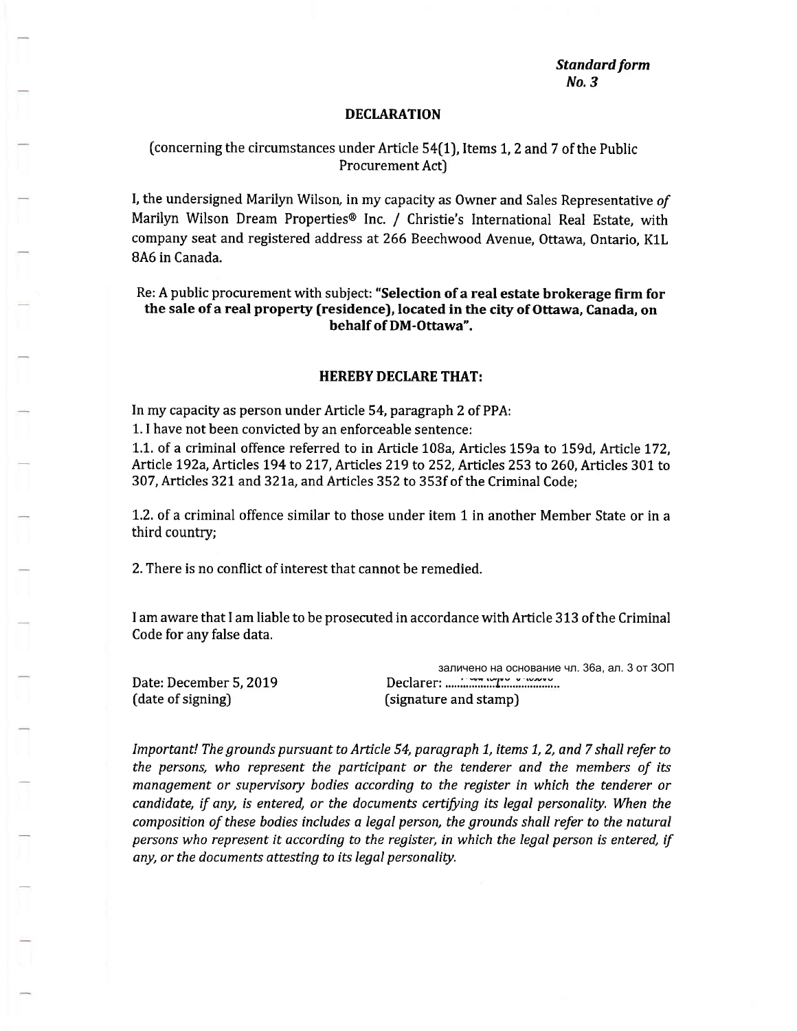***Standard form No. 3***

## DECLARATION

(concerning the circumstances under Article 54(1), Items 1, 2 and 7 of the Public Procurement Act)

I, the undersigned Marilyn Wilson, in my capacity as Owner and Sales Representative *of* Marilyn Wilson Dream Properties® Inc. / Christie's International Real Estate, with company seat and registered address at 266 Beechwood Avenue, Ottawa, Ontario, K1L 8A6 in Canada.

Re: A public procurement with subject: **"Selection of a real estate brokerage firm for the sale of a real property (residence), located in the city of Ottawa, Canada, on behalf of DM-Ottawa".**

### HEREBY DECLARE THAT:

In my capacity as person under Article 54, paragraph 2 of PPA:

1. I have not been convicted by an enforceable sentence:

1.1. of a criminal offence referred to in Article 108a, Articles 159a to 159d, Article 172, Article 192a, Articles 194 to 217, Articles 219 to 252, Articles 253 to 260, Articles 301 to 307, Articles 321 and 321a, and Articles 352 to 353f of the Criminal Code;

1.2. of a criminal offence similar to those under item 1 in another Member State or in a third country;

2. There is no conflict of interest that cannot be remedied.

I am aware that I am liable to be prosecuted in accordance with Article 313 of the Criminal Code for any false data.

заличено на основание чл. 36а, ал. 3 от ЗОП

Date: December 5, 2019
(date of signing)

Declarer: ....................................
(signature and stamp)

*Important! The grounds pursuant to Article 54, paragraph 1, items 1, 2, and 7 shall refer to the persons, who represent the participant or the tenderer and the members of its management or supervisory bodies according to the register in which the tenderer or candidate, if any, is entered, or the documents certifying its legal personality. When the composition of these bodies includes a legal person, the grounds shall refer to the natural persons who represent it according to the register, in which the legal person is entered, if any, or the documents attesting to its legal personality.*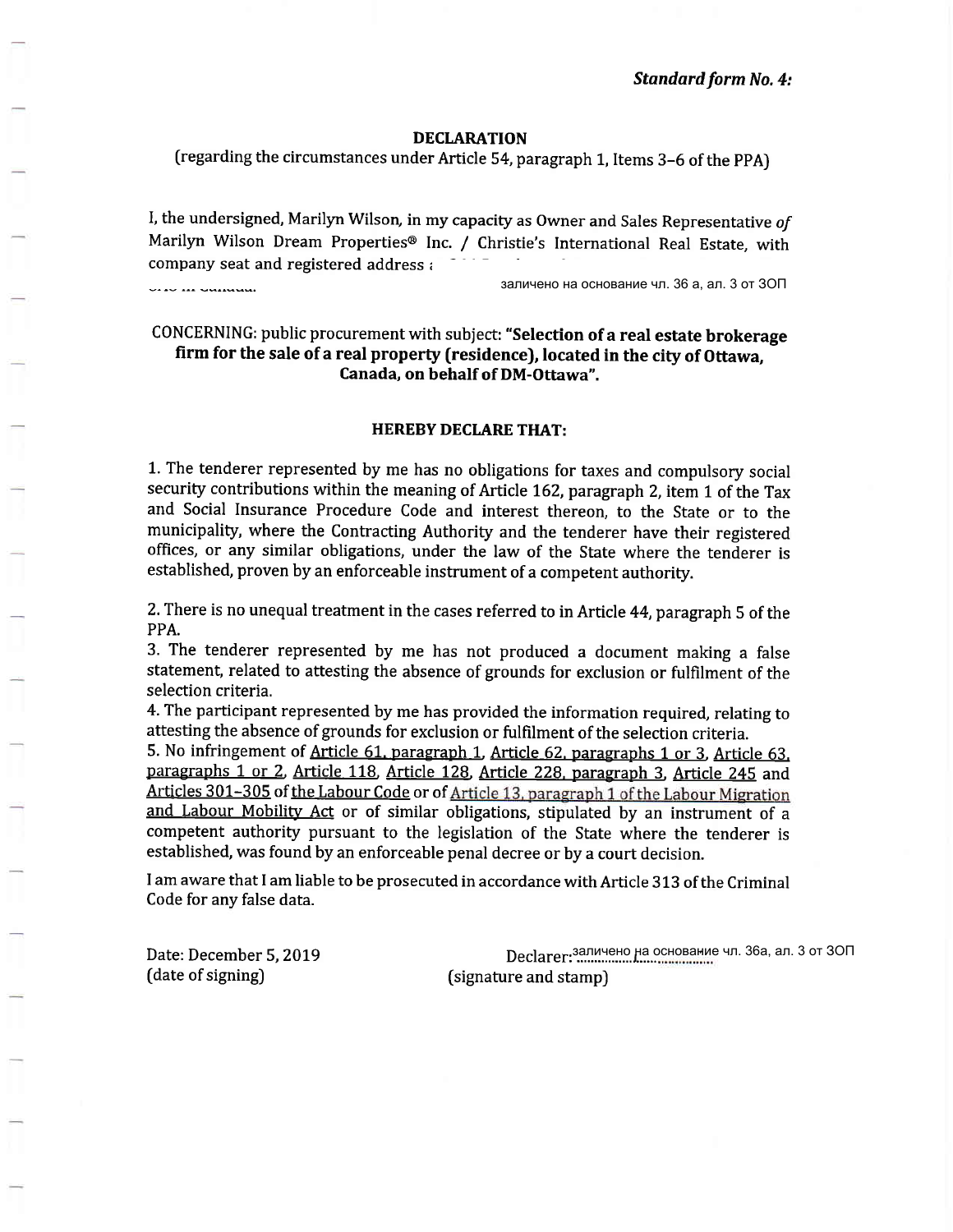***Standard form No. 4:***

**DECLARATION**

(regarding the circumstances under Article 54, paragraph 1, Items 3–6 of the PPA)

I, the undersigned, Marilyn Wilson, in my capacity as Owner and Sales Representative *of* Marilyn Wilson Dream Properties® Inc. / Christie's International Real Estate, with company seat and registered address :

заличено на основание чл. 36 а, ал. 3 от ЗОП

CONCERNING: public procurement with subject: **"Selection of a real estate brokerage firm for the sale of a real property (residence), located in the city of Ottawa, Canada, on behalf of DM-Ottawa".**

**HEREBY DECLARE THAT:**

1. The tenderer represented by me has no obligations for taxes and compulsory social security contributions within the meaning of Article 162, paragraph 2, item 1 of the Tax and Social Insurance Procedure Code and interest thereon, to the State or to the municipality, where the Contracting Authority and the tenderer have their registered offices, or any similar obligations, under the law of the State where the tenderer is established, proven by an enforceable instrument of a competent authority.

2. There is no unequal treatment in the cases referred to in Article 44, paragraph 5 of the PPA.

3. The tenderer represented by me has not produced a document making a false statement, related to attesting the absence of grounds for exclusion or fulfilment of the selection criteria.

4. The participant represented by me has provided the information required, relating to attesting the absence of grounds for exclusion or fulfilment of the selection criteria.

5. No infringement of Article 61, paragraph 1, Article 62, paragraphs 1 or 3, Article 63, paragraphs 1 or 2, Article 118, Article 128, Article 228, paragraph 3, Article 245 and Articles 301–305 of the Labour Code or of Article 13, paragraph 1 of the Labour Migration and Labour Mobility Act or of similar obligations, stipulated by an instrument of a competent authority pursuant to the legislation of the State where the tenderer is established, was found by an enforceable penal decree or by a court decision.

I am aware that I am liable to be prosecuted in accordance with Article 313 of the Criminal Code for any false data.

Date: December 5, 2019
(date of signing)

Declarer: заличено на основание чл. 36а, ал. 3 от ЗОП
(signature and stamp)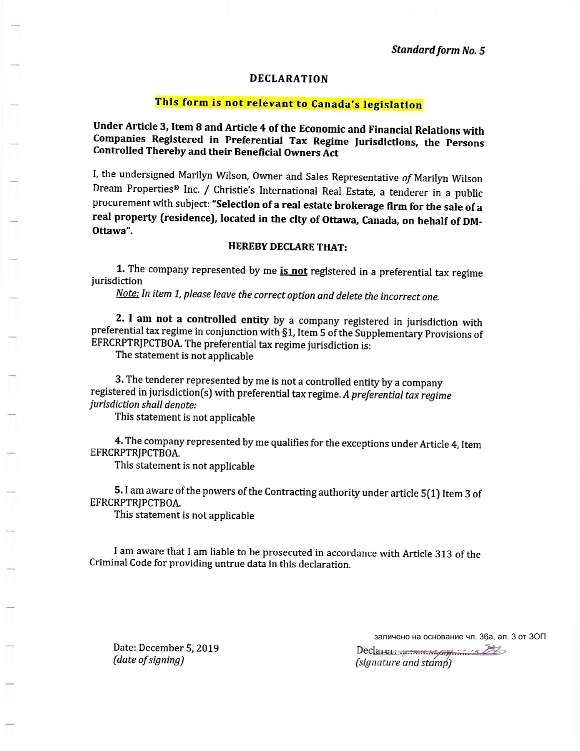*Standard form No. 5*

# DECLARATION

**This form is not relevant to Canada's legislation**

**Under Article 3, Item 8 and Article 4 of the Economic and Financial Relations with Companies Registered in Preferential Tax Regime Jurisdictions, the Persons Controlled Thereby and their Beneficial Owners Act**

I, the undersigned Marilyn Wilson, Owner and Sales Representative *of* Marilyn Wilson Dream Properties® Inc. / Christie's International Real Estate, a tenderer in a public procurement with subject: **"Selection of a real estate brokerage firm for the sale of a real property (residence), located in the city of Ottawa, Canada, on behalf of DM-Ottawa".**

**HEREBY DECLARE THAT:**

**1.** The company represented by me **is not** registered in a preferential tax regime jurisdiction

*Note: In item 1, please leave the correct option and delete the incorrect one.*

**2. I am not a controlled entity** by a company registered in jurisdiction with preferential tax regime in conjunction with §1, Item 5 of the Supplementary Provisions of EFRCRPTRJPCTBOA. The preferential tax regime jurisdiction is:

The statement is not applicable

**3.** The tenderer represented by me is not a controlled entity by a company registered in jurisdiction(s) with preferential tax regime. *A preferential tax regime jurisdiction shall denote:*

This statement is not applicable

**4.** The company represented by me qualifies for the exceptions under Article 4, Item EFRCRPTRJPCTBOA.

This statement is not applicable

**5.** I am aware of the powers of the Contracting authority under article 5(1) Item 3 of EFRCRPTRJPCTBOA.

This statement is not applicable

I am aware that I am liable to be prosecuted in accordance with Article 313 of the Criminal Code for providing untrue data in this declaration.

заличено на основание чл. 36а, ал. 3 от ЗОП

Date: December 5, 2019
*(date of signing)*

Declarer: ...............
*(signature and stamp)*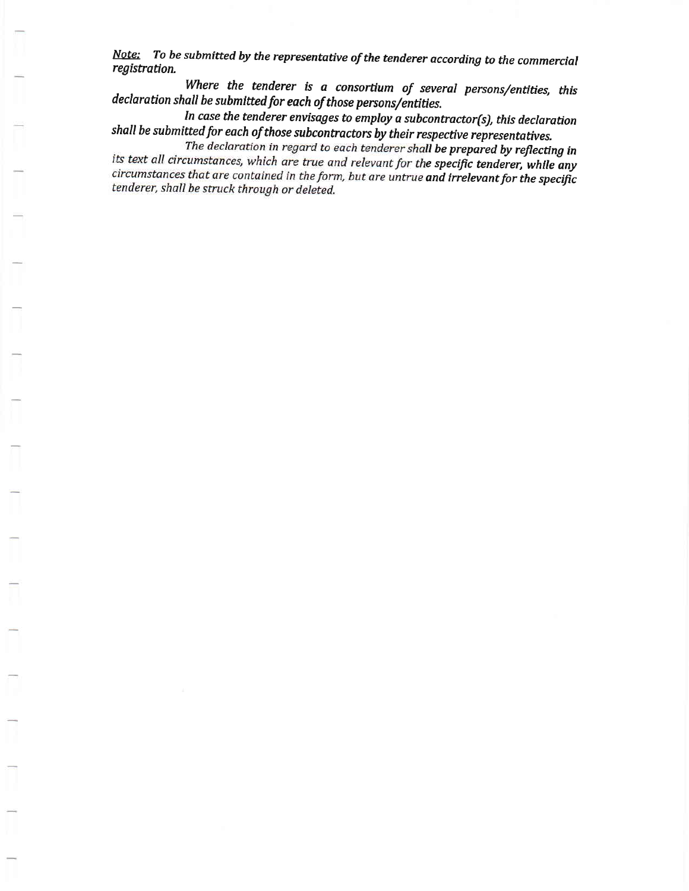***Note:*** *To be submitted by the representative of the tenderer according to the commercial registration.*

*Where the tenderer is a consortium of several persons/entities, this declaration shall be submitted for each of those persons/entities.*

*In case the tenderer envisages to employ a subcontractor(s), this declaration shall be submitted for each of those subcontractors by their respective representatives.*

*The declaration in regard to each tenderer shall be prepared by reflecting in its text all circumstances, which are true and relevant for the specific tenderer, while any circumstances that are contained in the form, but are untrue* ***and irrelevant*** *for the specific tenderer, shall be struck through or deleted.*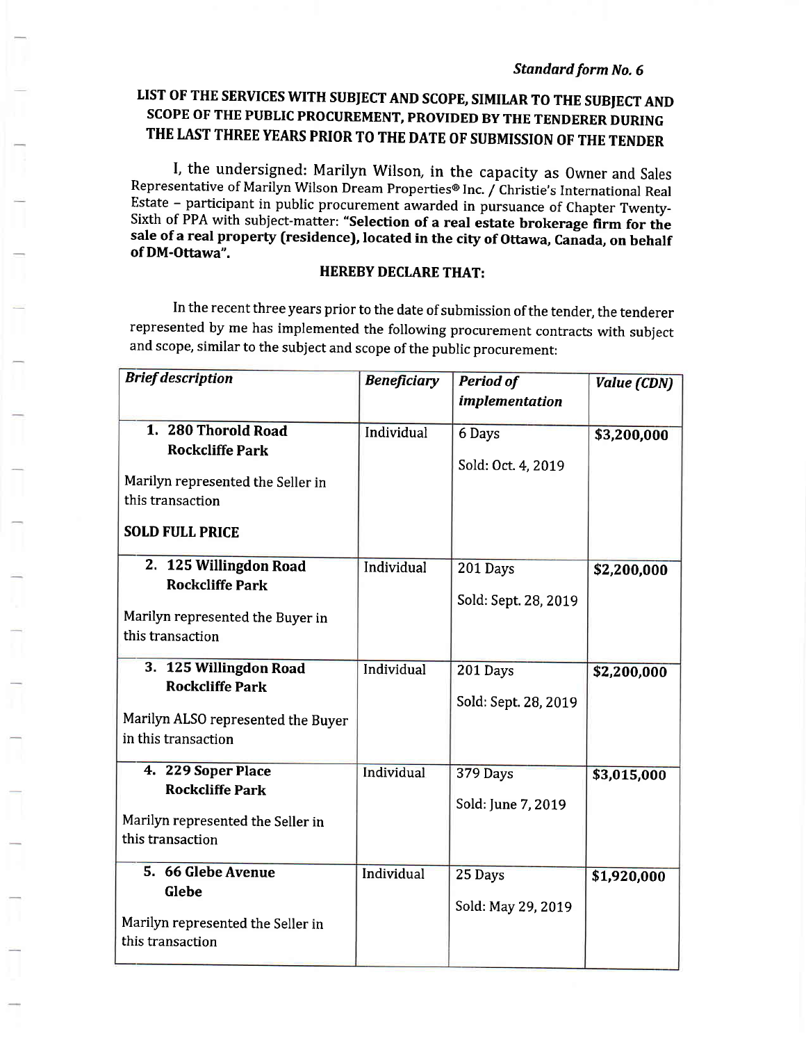*Standard form No. 6*

## LIST OF THE SERVICES WITH SUBJECT AND SCOPE, SIMILAR TO THE SUBJECT AND SCOPE OF THE PUBLIC PROCUREMENT, PROVIDED BY THE TENDERER DURING THE LAST THREE YEARS PRIOR TO THE DATE OF SUBMISSION OF THE TENDER

I, the undersigned: Marilyn Wilson, in the capacity as Owner and Sales Representative of Marilyn Wilson Dream Properties® Inc. / Christie's International Real Estate – participant in public procurement awarded in pursuance of Chapter Twenty-Sixth of PPA with subject-matter: **"Selection of a real estate brokerage firm for the sale of a real property (residence), located in the city of Ottawa, Canada, on behalf of DM-Ottawa".**

**HEREBY DECLARE THAT:**

In the recent three years prior to the date of submission of the tender, the tenderer represented by me has implemented the following procurement contracts with subject and scope, similar to the subject and scope of the public procurement:

| *Brief description* | *Beneficiary* | *Period of implementation* | *Value (CDN)* |
|---|---|---|---|
| 1. **280 Thorold Road Rockcliffe Park**<br>Marilyn represented the Seller in this transaction<br>**SOLD FULL PRICE** | Individual | 6 Days<br>Sold: Oct. 4, 2019 | **$3,200,000** |
| 2. **125 Willingdon Road Rockcliffe Park**<br>Marilyn represented the Buyer in this transaction | Individual | 201 Days<br>Sold: Sept. 28, 2019 | **$2,200,000** |
| 3. **125 Willingdon Road Rockcliffe Park**<br>Marilyn ALSO represented the Buyer in this transaction | Individual | 201 Days<br>Sold: Sept. 28, 2019 | **$2,200,000** |
| 4. **229 Soper Place Rockcliffe Park**<br>Marilyn represented the Seller in this transaction | Individual | 379 Days<br>Sold: June 7, 2019 | **$3,015,000** |
| 5. **66 Glebe Avenue Glebe**<br>Marilyn represented the Seller in this transaction | Individual | 25 Days<br>Sold: May 29, 2019 | **$1,920,000** |